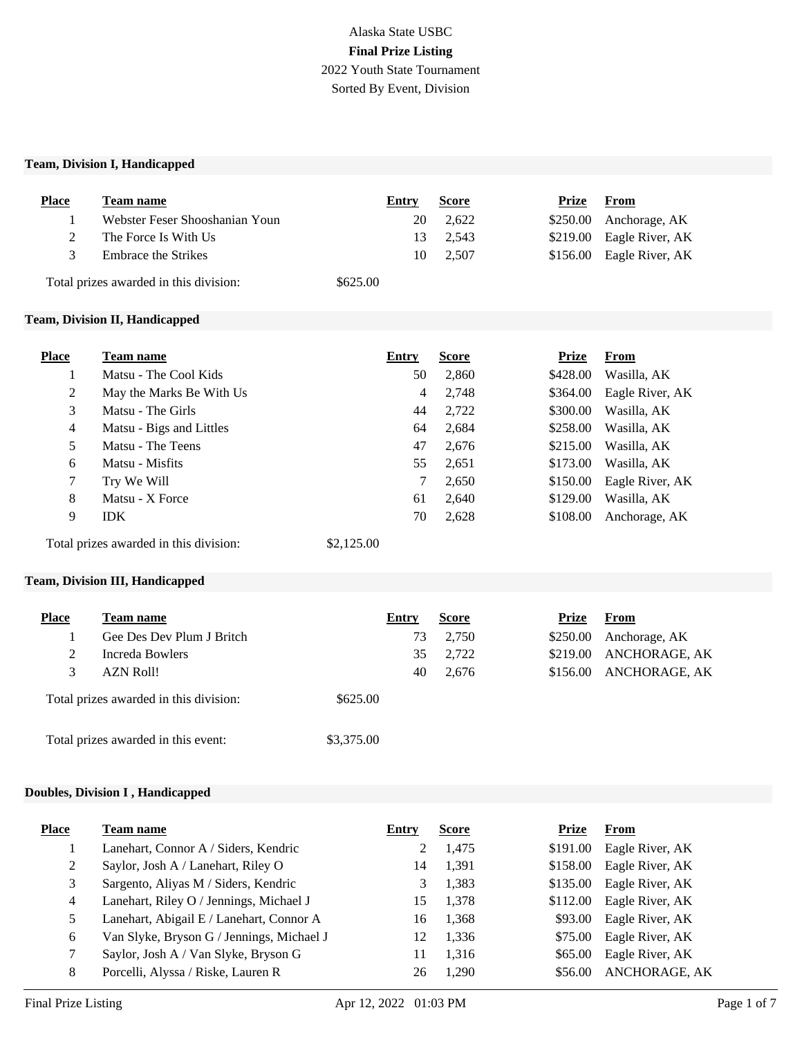Alaska State USBC

**Final Prize Listing**

2022 Youth State Tournament

Sorted By Event, Division

## Team, Division I, Handicapped

| Place | Team name | Entry | Score | Prize | From |
|---|---|---|---|---|---|
| 1 | Webster Feser Shooshanian Youn | 20 | 2,622 | $250.00 | Anchorage, AK |
| 2 | The Force Is With Us | 13 | 2,543 | $219.00 | Eagle River, AK |
| 3 | Embrace the Strikes | 10 | 2,507 | $156.00 | Eagle River, AK |

Total prizes awarded in this division: $625.00

## Team, Division II, Handicapped

| Place | Team name | Entry | Score | Prize | From |
|---|---|---|---|---|---|
| 1 | Matsu - The Cool Kids | 50 | 2,860 | $428.00 | Wasilla, AK |
| 2 | May the Marks Be With Us | 4 | 2,748 | $364.00 | Eagle River, AK |
| 3 | Matsu - The Girls | 44 | 2,722 | $300.00 | Wasilla, AK |
| 4 | Matsu - Bigs and Littles | 64 | 2,684 | $258.00 | Wasilla, AK |
| 5 | Matsu - The Teens | 47 | 2,676 | $215.00 | Wasilla, AK |
| 6 | Matsu - Misfits | 55 | 2,651 | $173.00 | Wasilla, AK |
| 7 | Try We Will | 7 | 2,650 | $150.00 | Eagle River, AK |
| 8 | Matsu - X Force | 61 | 2,640 | $129.00 | Wasilla, AK |
| 9 | IDK | 70 | 2,628 | $108.00 | Anchorage, AK |

Total prizes awarded in this division: $2,125.00

## Team, Division III, Handicapped

| Place | Team name | Entry | Score | Prize | From |
|---|---|---|---|---|---|
| 1 | Gee Des Dev Plum J Britch | 73 | 2,750 | $250.00 | Anchorage, AK |
| 2 | Increda Bowlers | 35 | 2,722 | $219.00 | ANCHORAGE, AK |
| 3 | AZN Roll! | 40 | 2,676 | $156.00 | ANCHORAGE, AK |

Total prizes awarded in this division: $625.00

Total prizes awarded in this event: $3,375.00

## Doubles, Division I , Handicapped

| Place | Team name | Entry | Score | Prize | From |
|---|---|---|---|---|---|
| 1 | Lanehart, Connor A / Siders, Kendric | 2 | 1,475 | $191.00 | Eagle River, AK |
| 2 | Saylor, Josh A / Lanehart, Riley O | 14 | 1,391 | $158.00 | Eagle River, AK |
| 3 | Sargento, Aliyas M / Siders, Kendric | 3 | 1,383 | $135.00 | Eagle River, AK |
| 4 | Lanehart, Riley O / Jennings, Michael J | 15 | 1,378 | $112.00 | Eagle River, AK |
| 5 | Lanehart, Abigail E / Lanehart, Connor A | 16 | 1,368 | $93.00 | Eagle River, AK |
| 6 | Van Slyke, Bryson G / Jennings, Michael J | 12 | 1,336 | $75.00 | Eagle River, AK |
| 7 | Saylor, Josh A / Van Slyke, Bryson G | 11 | 1,316 | $65.00 | Eagle River, AK |
| 8 | Porcelli, Alyssa / Riske, Lauren R | 26 | 1,290 | $56.00 | ANCHORAGE, AK |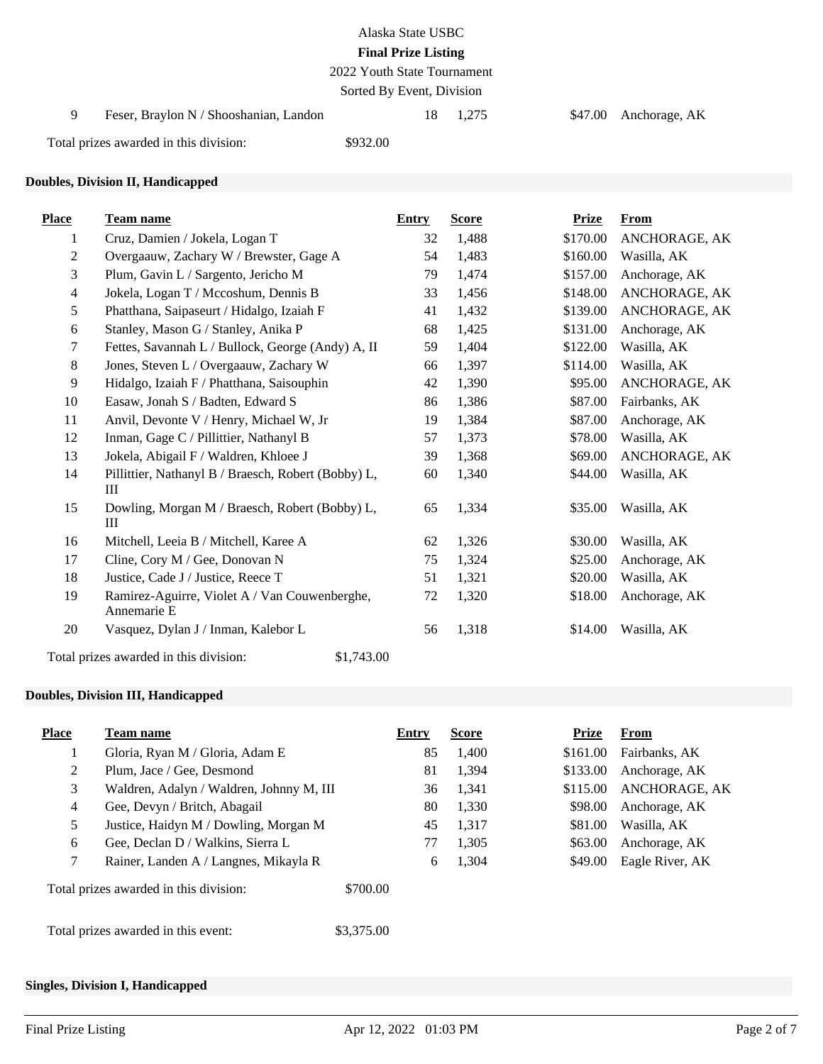| Place | Team name | Entry | Score | Prize | From |
|---|---|---|---|---|---|
| 9 | Feser, Braylon N / Shooshanian, Landon | 18 | 1,275 | $47.00 | Anchorage, AK |

Total prizes awarded in this division: $932.00

**Doubles, Division II, Handicapped**

| Place | Team name | Entry | Score | Prize | From |
|---|---|---|---|---|---|
| 1 | Cruz, Damien / Jokela, Logan T | 32 | 1,488 | $170.00 | ANCHORAGE, AK |
| 2 | Overgaauw, Zachary W / Brewster, Gage A | 54 | 1,483 | $160.00 | Wasilla, AK |
| 3 | Plum, Gavin L / Sargento, Jericho M | 79 | 1,474 | $157.00 | Anchorage, AK |
| 4 | Jokela, Logan T / Mccoshum, Dennis B | 33 | 1,456 | $148.00 | ANCHORAGE, AK |
| 5 | Phatthana, Saipaseurt / Hidalgo, Izaiah F | 41 | 1,432 | $139.00 | ANCHORAGE, AK |
| 6 | Stanley, Mason G / Stanley, Anika P | 68 | 1,425 | $131.00 | Anchorage, AK |
| 7 | Fettes, Savannah L / Bullock, George (Andy) A, II | 59 | 1,404 | $122.00 | Wasilla, AK |
| 8 | Jones, Steven L / Overgaauw, Zachary W | 66 | 1,397 | $114.00 | Wasilla, AK |
| 9 | Hidalgo, Izaiah F / Phatthana, Saisouphin | 42 | 1,390 | $95.00 | ANCHORAGE, AK |
| 10 | Easaw, Jonah S / Badten, Edward S | 86 | 1,386 | $87.00 | Fairbanks, AK |
| 11 | Anvil, Devonte V / Henry, Michael W, Jr | 19 | 1,384 | $87.00 | Anchorage, AK |
| 12 | Inman, Gage C / Pillittier, Nathanyl B | 57 | 1,373 | $78.00 | Wasilla, AK |
| 13 | Jokela, Abigail F / Waldren, Khloee J | 39 | 1,368 | $69.00 | ANCHORAGE, AK |
| 14 | Pillittier, Nathanyl B / Braesch, Robert (Bobby) L, III | 60 | 1,340 | $44.00 | Wasilla, AK |
| 15 | Dowling, Morgan M / Braesch, Robert (Bobby) L, III | 65 | 1,334 | $35.00 | Wasilla, AK |
| 16 | Mitchell, Leeia B / Mitchell, Karee A | 62 | 1,326 | $30.00 | Wasilla, AK |
| 17 | Cline, Cory M / Gee, Donovan N | 75 | 1,324 | $25.00 | Anchorage, AK |
| 18 | Justice, Cade J / Justice, Reece T | 51 | 1,321 | $20.00 | Wasilla, AK |
| 19 | Ramirez-Aguirre, Violet A / Van Couwenberghe, Annemarie E | 72 | 1,320 | $18.00 | Anchorage, AK |
| 20 | Vasquez, Dylan J / Inman, Kalebor L | 56 | 1,318 | $14.00 | Wasilla, AK |

Total prizes awarded in this division: $1,743.00

**Doubles, Division III, Handicapped**

| Place | Team name | Entry | Score | Prize | From |
|---|---|---|---|---|---|
| 1 | Gloria, Ryan M / Gloria, Adam E | 85 | 1,400 | $161.00 | Fairbanks, AK |
| 2 | Plum, Jace / Gee, Desmond | 81 | 1,394 | $133.00 | Anchorage, AK |
| 3 | Waldren, Adalyn / Waldren, Johnny M, III | 36 | 1,341 | $115.00 | ANCHORAGE, AK |
| 4 | Gee, Devyn / Britch, Abagail | 80 | 1,330 | $98.00 | Anchorage, AK |
| 5 | Justice, Haidyn M / Dowling, Morgan M | 45 | 1,317 | $81.00 | Wasilla, AK |
| 6 | Gee, Declan D / Walkins, Sierra L | 77 | 1,305 | $63.00 | Anchorage, AK |
| 7 | Rainer, Landen A / Langnes, Mikayla R | 6 | 1,304 | $49.00 | Eagle River, AK |

Total prizes awarded in this division: $700.00

Total prizes awarded in this event: $3,375.00

**Singles, Division I, Handicapped**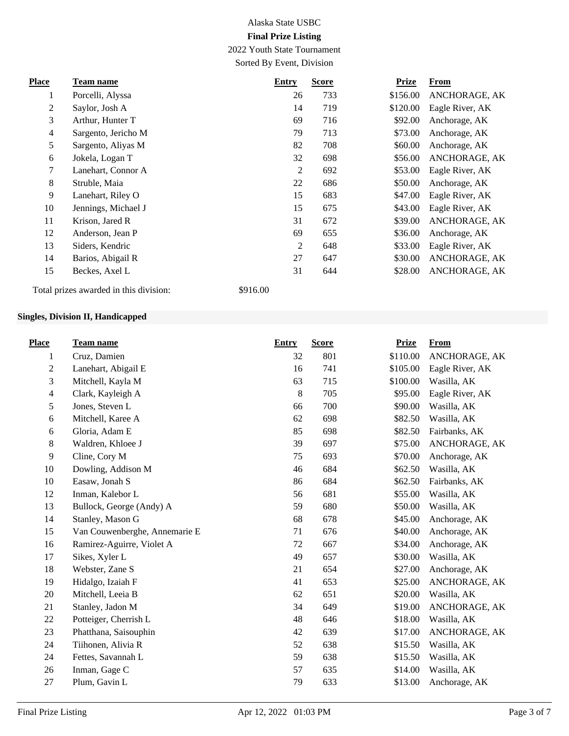Alaska State USBC

**Final Prize Listing**

2022 Youth State Tournament

Sorted By Event, Division

| Place | Team name | Entry | Score | Prize | From |
|---|---|---|---|---|---|
| 1 | Porcelli, Alyssa | 26 | 733 | $156.00 | ANCHORAGE, AK |
| 2 | Saylor, Josh A | 14 | 719 | $120.00 | Eagle River, AK |
| 3 | Arthur, Hunter T | 69 | 716 | $92.00 | Anchorage, AK |
| 4 | Sargento, Jericho M | 79 | 713 | $73.00 | Anchorage, AK |
| 5 | Sargento, Aliyas M | 82 | 708 | $60.00 | Anchorage, AK |
| 6 | Jokela, Logan T | 32 | 698 | $56.00 | ANCHORAGE, AK |
| 7 | Lanehart, Connor A | 2 | 692 | $53.00 | Eagle River, AK |
| 8 | Struble, Maia | 22 | 686 | $50.00 | Anchorage, AK |
| 9 | Lanehart, Riley O | 15 | 683 | $47.00 | Eagle River, AK |
| 10 | Jennings, Michael J | 15 | 675 | $43.00 | Eagle River, AK |
| 11 | Krison, Jared R | 31 | 672 | $39.00 | ANCHORAGE, AK |
| 12 | Anderson, Jean P | 69 | 655 | $36.00 | Anchorage, AK |
| 13 | Siders, Kendric | 2 | 648 | $33.00 | Eagle River, AK |
| 14 | Barios, Abigail R | 27 | 647 | $30.00 | ANCHORAGE, AK |
| 15 | Beckes, Axel L | 31 | 644 | $28.00 | ANCHORAGE, AK |

Total prizes awarded in this division: $916.00

**Singles, Division II, Handicapped**

| Place | Team name | Entry | Score | Prize | From |
|---|---|---|---|---|---|
| 1 | Cruz, Damien | 32 | 801 | $110.00 | ANCHORAGE, AK |
| 2 | Lanehart, Abigail E | 16 | 741 | $105.00 | Eagle River, AK |
| 3 | Mitchell, Kayla M | 63 | 715 | $100.00 | Wasilla, AK |
| 4 | Clark, Kayleigh A | 8 | 705 | $95.00 | Eagle River, AK |
| 5 | Jones, Steven L | 66 | 700 | $90.00 | Wasilla, AK |
| 6 | Mitchell, Karee A | 62 | 698 | $82.50 | Wasilla, AK |
| 6 | Gloria, Adam E | 85 | 698 | $82.50 | Fairbanks, AK |
| 8 | Waldren, Khloee J | 39 | 697 | $75.00 | ANCHORAGE, AK |
| 9 | Cline, Cory M | 75 | 693 | $70.00 | Anchorage, AK |
| 10 | Dowling, Addison M | 46 | 684 | $62.50 | Wasilla, AK |
| 10 | Easaw, Jonah S | 86 | 684 | $62.50 | Fairbanks, AK |
| 12 | Inman, Kalebor L | 56 | 681 | $55.00 | Wasilla, AK |
| 13 | Bullock, George (Andy) A | 59 | 680 | $50.00 | Wasilla, AK |
| 14 | Stanley, Mason G | 68 | 678 | $45.00 | Anchorage, AK |
| 15 | Van Couwenberghe, Annemarie E | 71 | 676 | $40.00 | Anchorage, AK |
| 16 | Ramirez-Aguirre, Violet A | 72 | 667 | $34.00 | Anchorage, AK |
| 17 | Sikes, Xyler L | 49 | 657 | $30.00 | Wasilla, AK |
| 18 | Webster, Zane S | 21 | 654 | $27.00 | Anchorage, AK |
| 19 | Hidalgo, Izaiah F | 41 | 653 | $25.00 | ANCHORAGE, AK |
| 20 | Mitchell, Leeia B | 62 | 651 | $20.00 | Wasilla, AK |
| 21 | Stanley, Jadon M | 34 | 649 | $19.00 | ANCHORAGE, AK |
| 22 | Potteiger, Cherrish L | 48 | 646 | $18.00 | Wasilla, AK |
| 23 | Phatthana, Saisouphin | 42 | 639 | $17.00 | ANCHORAGE, AK |
| 24 | Tiihonen, Alivia R | 52 | 638 | $15.50 | Wasilla, AK |
| 24 | Fettes, Savannah L | 59 | 638 | $15.50 | Wasilla, AK |
| 26 | Inman, Gage C | 57 | 635 | $14.00 | Wasilla, AK |
| 27 | Plum, Gavin L | 79 | 633 | $13.00 | Anchorage, AK |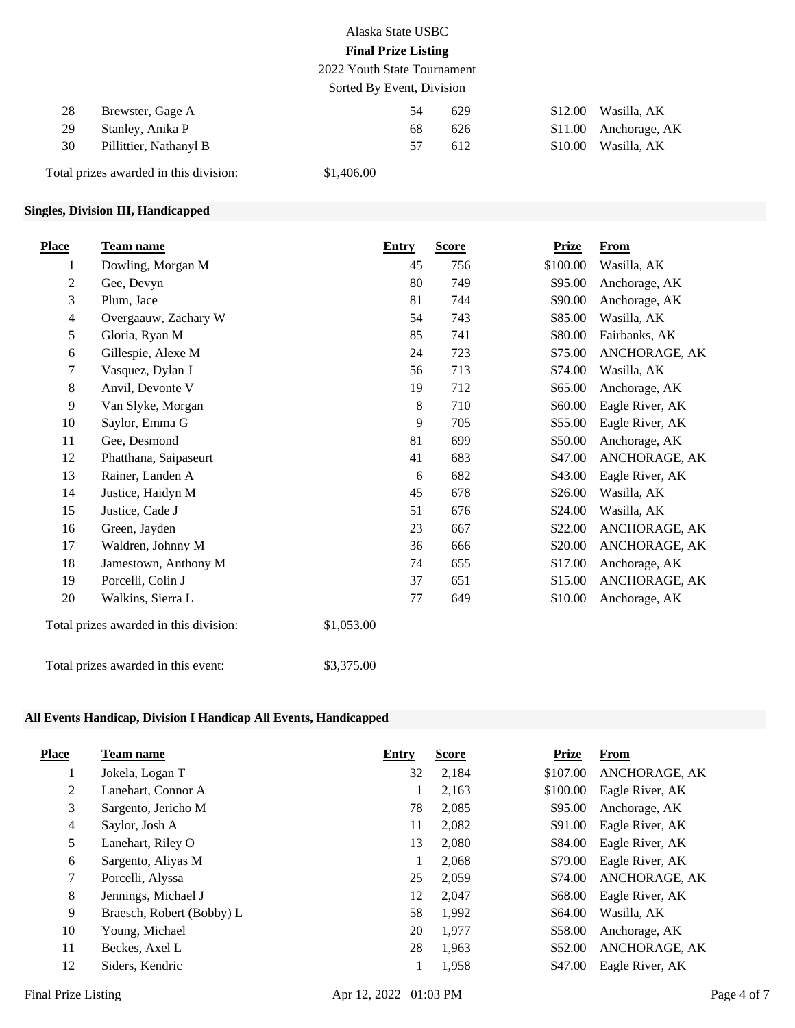| 28 | Brewster, Gage A | 54 | 629 | $12.00 | Wasilla, AK |
|---|---|---|---|---|---|
| 29 | Stanley, Anika P | 68 | 626 | $11.00 | Anchorage, AK |
| 30 | Pillittier, Nathanyl B | 57 | 612 | $10.00 | Wasilla, AK |

Total prizes awarded in this division: $1,406.00

### Singles, Division III, Handicapped

| Place | Team name | Entry | Score | Prize | From |
|---|---|---|---|---|---|
| 1 | Dowling, Morgan M | 45 | 756 | $100.00 | Wasilla, AK |
| 2 | Gee, Devyn | 80 | 749 | $95.00 | Anchorage, AK |
| 3 | Plum, Jace | 81 | 744 | $90.00 | Anchorage, AK |
| 4 | Overgaauw, Zachary W | 54 | 743 | $85.00 | Wasilla, AK |
| 5 | Gloria, Ryan M | 85 | 741 | $80.00 | Fairbanks, AK |
| 6 | Gillespie, Alexe M | 24 | 723 | $75.00 | ANCHORAGE, AK |
| 7 | Vasquez, Dylan J | 56 | 713 | $74.00 | Wasilla, AK |
| 8 | Anvil, Devonte V | 19 | 712 | $65.00 | Anchorage, AK |
| 9 | Van Slyke, Morgan | 8 | 710 | $60.00 | Eagle River, AK |
| 10 | Saylor, Emma G | 9 | 705 | $55.00 | Eagle River, AK |
| 11 | Gee, Desmond | 81 | 699 | $50.00 | Anchorage, AK |
| 12 | Phatthana, Saipaseurt | 41 | 683 | $47.00 | ANCHORAGE, AK |
| 13 | Rainer, Landen A | 6 | 682 | $43.00 | Eagle River, AK |
| 14 | Justice, Haidyn M | 45 | 678 | $26.00 | Wasilla, AK |
| 15 | Justice, Cade J | 51 | 676 | $24.00 | Wasilla, AK |
| 16 | Green, Jayden | 23 | 667 | $22.00 | ANCHORAGE, AK |
| 17 | Waldren, Johnny M | 36 | 666 | $20.00 | ANCHORAGE, AK |
| 18 | Jamestown, Anthony M | 74 | 655 | $17.00 | Anchorage, AK |
| 19 | Porcelli, Colin J | 37 | 651 | $15.00 | ANCHORAGE, AK |
| 20 | Walkins, Sierra L | 77 | 649 | $10.00 | Anchorage, AK |

Total prizes awarded in this division: $1,053.00

Total prizes awarded in this event: $3,375.00

### All Events Handicap, Division I Handicap All Events, Handicapped

| Place | Team name | Entry | Score | Prize | From |
|---|---|---|---|---|---|
| 1 | Jokela, Logan T | 32 | 2,184 | $107.00 | ANCHORAGE, AK |
| 2 | Lanehart, Connor A | 1 | 2,163 | $100.00 | Eagle River, AK |
| 3 | Sargento, Jericho M | 78 | 2,085 | $95.00 | Anchorage, AK |
| 4 | Saylor, Josh A | 11 | 2,082 | $91.00 | Eagle River, AK |
| 5 | Lanehart, Riley O | 13 | 2,080 | $84.00 | Eagle River, AK |
| 6 | Sargento, Aliyas M | 1 | 2,068 | $79.00 | Eagle River, AK |
| 7 | Porcelli, Alyssa | 25 | 2,059 | $74.00 | ANCHORAGE, AK |
| 8 | Jennings, Michael J | 12 | 2,047 | $68.00 | Eagle River, AK |
| 9 | Braesch, Robert (Bobby) L | 58 | 1,992 | $64.00 | Wasilla, AK |
| 10 | Young, Michael | 20 | 1,977 | $58.00 | Anchorage, AK |
| 11 | Beckes, Axel L | 28 | 1,963 | $52.00 | ANCHORAGE, AK |
| 12 | Siders, Kendric | 1 | 1,958 | $47.00 | Eagle River, AK |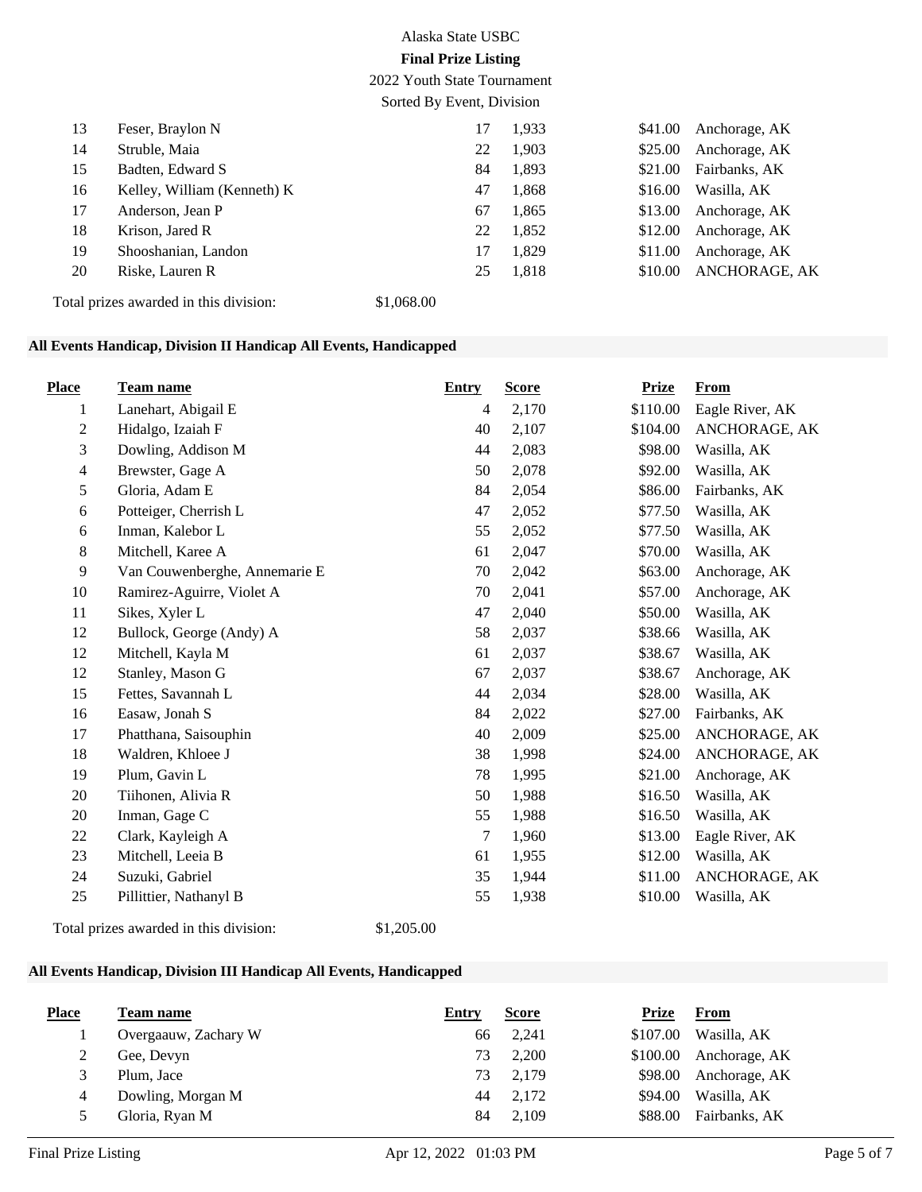| Place | Team name | Entry | Score | Prize | From |
|---|---|---|---|---|---|
| 13 | Feser, Braylon N | 17 | 1,933 | $41.00 | Anchorage, AK |
| 14 | Struble, Maia | 22 | 1,903 | $25.00 | Anchorage, AK |
| 15 | Badten, Edward S | 84 | 1,893 | $21.00 | Fairbanks, AK |
| 16 | Kelley, William (Kenneth) K | 47 | 1,868 | $16.00 | Wasilla, AK |
| 17 | Anderson, Jean P | 67 | 1,865 | $13.00 | Anchorage, AK |
| 18 | Krison, Jared R | 22 | 1,852 | $12.00 | Anchorage, AK |
| 19 | Shooshanian, Landon | 17 | 1,829 | $11.00 | Anchorage, AK |
| 20 | Riske, Lauren R | 25 | 1,818 | $10.00 | ANCHORAGE, AK |

Total prizes awarded in this division: $1,068.00

**All Events Handicap, Division II Handicap All Events, Handicapped**

| Place | Team name | Entry | Score | Prize | From |
|---|---|---|---|---|---|
| 1 | Lanehart, Abigail E | 4 | 2,170 | $110.00 | Eagle River, AK |
| 2 | Hidalgo, Izaiah F | 40 | 2,107 | $104.00 | ANCHORAGE, AK |
| 3 | Dowling, Addison M | 44 | 2,083 | $98.00 | Wasilla, AK |
| 4 | Brewster, Gage A | 50 | 2,078 | $92.00 | Wasilla, AK |
| 5 | Gloria, Adam E | 84 | 2,054 | $86.00 | Fairbanks, AK |
| 6 | Potteiger, Cherrish L | 47 | 2,052 | $77.50 | Wasilla, AK |
| 6 | Inman, Kalebor L | 55 | 2,052 | $77.50 | Wasilla, AK |
| 8 | Mitchell, Karee A | 61 | 2,047 | $70.00 | Wasilla, AK |
| 9 | Van Couwenberghe, Annemarie E | 70 | 2,042 | $63.00 | Anchorage, AK |
| 10 | Ramirez-Aguirre, Violet A | 70 | 2,041 | $57.00 | Anchorage, AK |
| 11 | Sikes, Xyler L | 47 | 2,040 | $50.00 | Wasilla, AK |
| 12 | Bullock, George (Andy) A | 58 | 2,037 | $38.66 | Wasilla, AK |
| 12 | Mitchell, Kayla M | 61 | 2,037 | $38.67 | Wasilla, AK |
| 12 | Stanley, Mason G | 67 | 2,037 | $38.67 | Anchorage, AK |
| 15 | Fettes, Savannah L | 44 | 2,034 | $28.00 | Wasilla, AK |
| 16 | Easaw, Jonah S | 84 | 2,022 | $27.00 | Fairbanks, AK |
| 17 | Phatthana, Saisouphin | 40 | 2,009 | $25.00 | ANCHORAGE, AK |
| 18 | Waldren, Khloee J | 38 | 1,998 | $24.00 | ANCHORAGE, AK |
| 19 | Plum, Gavin L | 78 | 1,995 | $21.00 | Anchorage, AK |
| 20 | Tiihonen, Alivia R | 50 | 1,988 | $16.50 | Wasilla, AK |
| 20 | Inman, Gage C | 55 | 1,988 | $16.50 | Wasilla, AK |
| 22 | Clark, Kayleigh A | 7 | 1,960 | $13.00 | Eagle River, AK |
| 23 | Mitchell, Leeia B | 61 | 1,955 | $12.00 | Wasilla, AK |
| 24 | Suzuki, Gabriel | 35 | 1,944 | $11.00 | ANCHORAGE, AK |
| 25 | Pillittier, Nathanyl B | 55 | 1,938 | $10.00 | Wasilla, AK |

Total prizes awarded in this division: $1,205.00

**All Events Handicap, Division III Handicap All Events, Handicapped**

| Place | Team name | Entry | Score | Prize | From |
|---|---|---|---|---|---|
| 1 | Overgaauw, Zachary W | 66 | 2,241 | $107.00 | Wasilla, AK |
| 2 | Gee, Devyn | 73 | 2,200 | $100.00 | Anchorage, AK |
| 3 | Plum, Jace | 73 | 2,179 | $98.00 | Anchorage, AK |
| 4 | Dowling, Morgan M | 44 | 2,172 | $94.00 | Wasilla, AK |
| 5 | Gloria, Ryan M | 84 | 2,109 | $88.00 | Fairbanks, AK |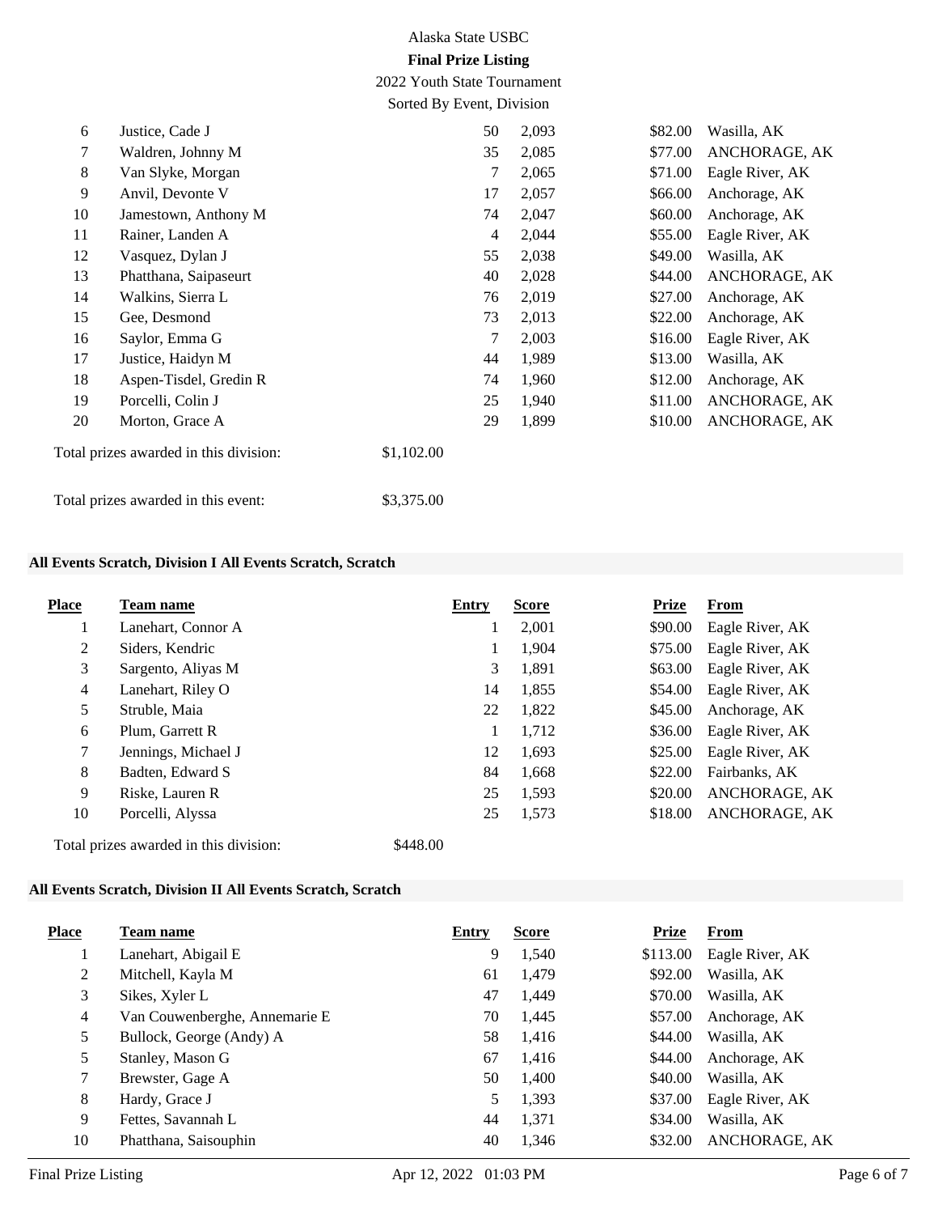| Place | Team name | Entry | Score | Prize | From |
|---|---|---|---|---|---|
| 6 | Justice, Cade J | 50 | 2,093 | $82.00 | Wasilla, AK |
| 7 | Waldren, Johnny M | 35 | 2,085 | $77.00 | ANCHORAGE, AK |
| 8 | Van Slyke, Morgan | 7 | 2,065 | $71.00 | Eagle River, AK |
| 9 | Anvil, Devonte V | 17 | 2,057 | $66.00 | Anchorage, AK |
| 10 | Jamestown, Anthony M | 74 | 2,047 | $60.00 | Anchorage, AK |
| 11 | Rainer, Landen A | 4 | 2,044 | $55.00 | Eagle River, AK |
| 12 | Vasquez, Dylan J | 55 | 2,038 | $49.00 | Wasilla, AK |
| 13 | Phatthana, Saipaseurt | 40 | 2,028 | $44.00 | ANCHORAGE, AK |
| 14 | Walkins, Sierra L | 76 | 2,019 | $27.00 | Anchorage, AK |
| 15 | Gee, Desmond | 73 | 2,013 | $22.00 | Anchorage, AK |
| 16 | Saylor, Emma G | 7 | 2,003 | $16.00 | Eagle River, AK |
| 17 | Justice, Haidyn M | 44 | 1,989 | $13.00 | Wasilla, AK |
| 18 | Aspen-Tisdel, Gredin R | 74 | 1,960 | $12.00 | Anchorage, AK |
| 19 | Porcelli, Colin J | 25 | 1,940 | $11.00 | ANCHORAGE, AK |
| 20 | Morton, Grace A | 29 | 1,899 | $10.00 | ANCHORAGE, AK |

Total prizes awarded in this division: $1,102.00

Total prizes awarded in this event: $3,375.00

### All Events Scratch, Division I All Events Scratch, Scratch

| Place | Team name | Entry | Score | Prize | From |
|---|---|---|---|---|---|
| 1 | Lanehart, Connor A | 1 | 2,001 | $90.00 | Eagle River, AK |
| 2 | Siders, Kendric | 1 | 1,904 | $75.00 | Eagle River, AK |
| 3 | Sargento, Aliyas M | 3 | 1,891 | $63.00 | Eagle River, AK |
| 4 | Lanehart, Riley O | 14 | 1,855 | $54.00 | Eagle River, AK |
| 5 | Struble, Maia | 22 | 1,822 | $45.00 | Anchorage, AK |
| 6 | Plum, Garrett R | 1 | 1,712 | $36.00 | Eagle River, AK |
| 7 | Jennings, Michael J | 12 | 1,693 | $25.00 | Eagle River, AK |
| 8 | Badten, Edward S | 84 | 1,668 | $22.00 | Fairbanks, AK |
| 9 | Riske, Lauren R | 25 | 1,593 | $20.00 | ANCHORAGE, AK |
| 10 | Porcelli, Alyssa | 25 | 1,573 | $18.00 | ANCHORAGE, AK |

Total prizes awarded in this division: $448.00

### All Events Scratch, Division II All Events Scratch, Scratch

| Place | Team name | Entry | Score | Prize | From |
|---|---|---|---|---|---|
| 1 | Lanehart, Abigail E | 9 | 1,540 | $113.00 | Eagle River, AK |
| 2 | Mitchell, Kayla M | 61 | 1,479 | $92.00 | Wasilla, AK |
| 3 | Sikes, Xyler L | 47 | 1,449 | $70.00 | Wasilla, AK |
| 4 | Van Couwenberghe, Annemarie E | 70 | 1,445 | $57.00 | Anchorage, AK |
| 5 | Bullock, George (Andy) A | 58 | 1,416 | $44.00 | Wasilla, AK |
| 5 | Stanley, Mason G | 67 | 1,416 | $44.00 | Anchorage, AK |
| 7 | Brewster, Gage A | 50 | 1,400 | $40.00 | Wasilla, AK |
| 8 | Hardy, Grace J | 5 | 1,393 | $37.00 | Eagle River, AK |
| 9 | Fettes, Savannah L | 44 | 1,371 | $34.00 | Wasilla, AK |
| 10 | Phatthana, Saisouphin | 40 | 1,346 | $32.00 | ANCHORAGE, AK |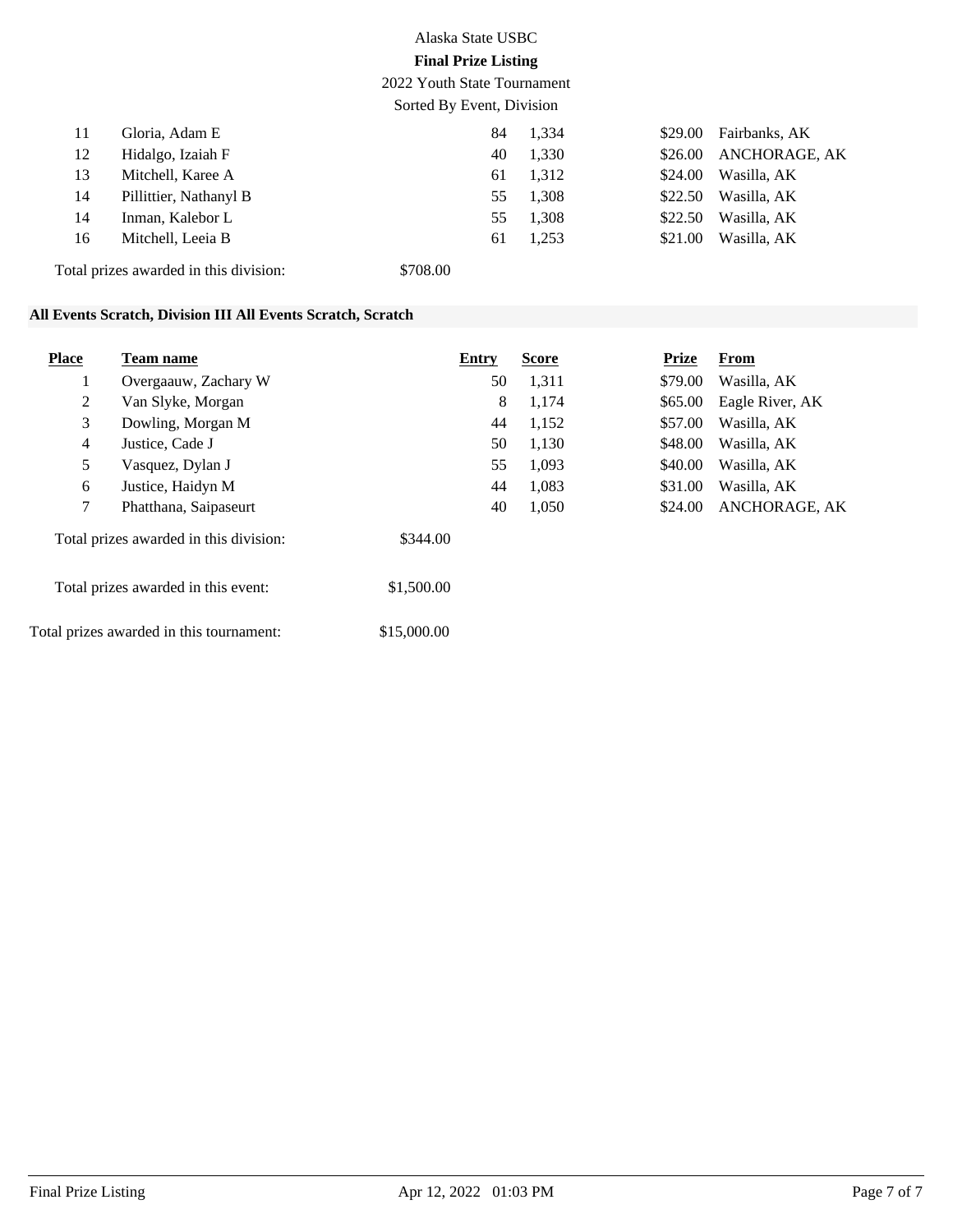Alaska State USBC

**Final Prize Listing**

2022 Youth State Tournament

Sorted By Event, Division

| | | | | | |
|---|---|---|---|---|---|
| 11 | Gloria, Adam E | 84 | 1,334 | $29.00 | Fairbanks, AK |
| 12 | Hidalgo, Izaiah F | 40 | 1,330 | $26.00 | ANCHORAGE, AK |
| 13 | Mitchell, Karee A | 61 | 1,312 | $24.00 | Wasilla, AK |
| 14 | Pillittier, Nathanyl B | 55 | 1,308 | $22.50 | Wasilla, AK |
| 14 | Inman, Kalebor L | 55 | 1,308 | $22.50 | Wasilla, AK |
| 16 | Mitchell, Leeia B | 61 | 1,253 | $21.00 | Wasilla, AK |

Total prizes awarded in this division: $708.00

**All Events Scratch, Division III All Events Scratch, Scratch**

| Place | Team name | Entry | Score | Prize | From |
|---|---|---|---|---|---|
| 1 | Overgaauw, Zachary W | 50 | 1,311 | $79.00 | Wasilla, AK |
| 2 | Van Slyke, Morgan | 8 | 1,174 | $65.00 | Eagle River, AK |
| 3 | Dowling, Morgan M | 44 | 1,152 | $57.00 | Wasilla, AK |
| 4 | Justice, Cade J | 50 | 1,130 | $48.00 | Wasilla, AK |
| 5 | Vasquez, Dylan J | 55 | 1,093 | $40.00 | Wasilla, AK |
| 6 | Justice, Haidyn M | 44 | 1,083 | $31.00 | Wasilla, AK |
| 7 | Phatthana, Saipaseurt | 40 | 1,050 | $24.00 | ANCHORAGE, AK |

Total prizes awarded in this division: $344.00

Total prizes awarded in this event: $1,500.00

Total prizes awarded in this tournament: $15,000.00